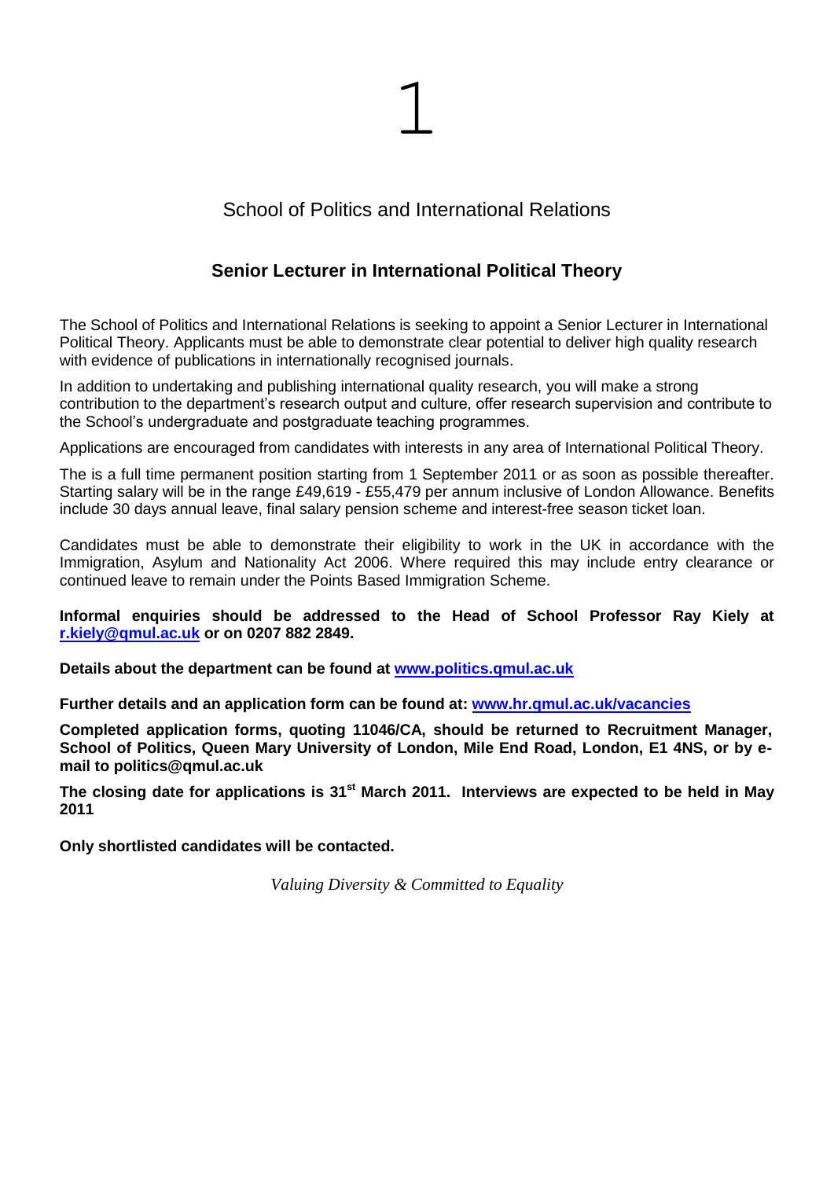## School of Politics and International Relations

### Senior Lecturer in International Political Theory

The School of Politics and International Relations is seeking to appoint a Senior Lecturer in International Political Theory. Applicants must be able to demonstrate clear potential to deliver high quality research with evidence of publications in internationally recognised journals.

In addition to undertaking and publishing international quality research, you will make a strong contribution to the department's research output and culture, offer research supervision and contribute to the School's undergraduate and postgraduate teaching programmes.

Applications are encouraged from candidates with interests in any area of International Political Theory.

The is a full time permanent position starting from 1 September 2011 or as soon as possible thereafter. Starting salary will be in the range £49,619 - £55,479 per annum inclusive of London Allowance. Benefits include 30 days annual leave, final salary pension scheme and interest-free season ticket loan.

Candidates must be able to demonstrate their eligibility to work in the UK in accordance with the Immigration, Asylum and Nationality Act 2006. Where required this may include entry clearance or continued leave to remain under the Points Based Immigration Scheme.

**Informal enquiries should be addressed to the Head of School Professor Ray Kiely at r.kiely@qmul.ac.uk or on 0207 882 2849.**

**Details about the department can be found at www.politics.qmul.ac.uk**

**Further details and an application form can be found at: www.hr.qmul.ac.uk/vacancies**

**Completed application forms, quoting 11046/CA, should be returned to Recruitment Manager, School of Politics, Queen Mary University of London, Mile End Road, London, E1 4NS, or by e-mail to politics@qmul.ac.uk**

**The closing date for applications is 31st March 2011. Interviews are expected to be held in May 2011**

**Only shortlisted candidates will be contacted.**

*Valuing Diversity & Committed to Equality*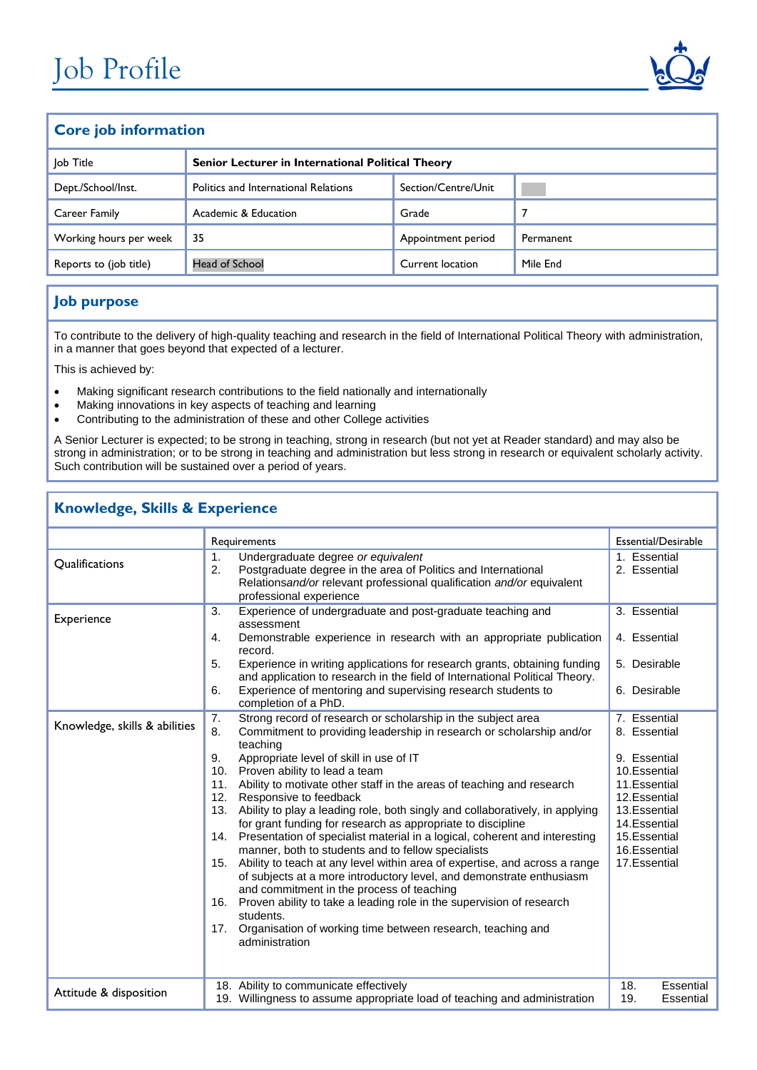# Job Profile

## Core job information

| Job Title | Senior Lecturer in International Political Theory | | |
|---|---|---|---|
| Dept./School/Inst. | Politics and International Relations | Section/Centre/Unit | |
| Career Family | Academic & Education | Grade | 7 |
| Working hours per week | 35 | Appointment period | Permanent |
| Reports to (job title) | Head of School | Current location | Mile End |

## Job purpose

To contribute to the delivery of high-quality teaching and research in the field of International Political Theory with administration, in a manner that goes beyond that expected of a lecturer.

This is achieved by:

- Making significant research contributions to the field nationally and internationally
- Making innovations in key aspects of teaching and learning
- Contributing to the administration of these and other College activities

A Senior Lecturer is expected; to be strong in teaching, strong in research (but not yet at Reader standard) and may also be strong in administration; or to be strong in teaching and administration but less strong in research or equivalent scholarly activity. Such contribution will be sustained over a period of years.

## Knowledge, Skills & Experience

| | Requirements | Essential/Desirable |
|---|---|---|
| Qualifications | 1. Undergraduate degree *or equivalent*<br>2. Postgraduate degree in the area of Politics and International Relations*and/or* relevant professional qualification *and/or* equivalent professional experience | 1. Essential<br>2. Essential |
| Experience | 3. Experience of undergraduate and post-graduate teaching and assessment<br>4. Demonstrable experience in research with an appropriate publication record.<br>5. Experience in writing applications for research grants, obtaining funding and application to research in the field of International Political Theory.<br>6. Experience of mentoring and supervising research students to completion of a PhD. | 3. Essential<br>4. Essential<br>5. Desirable<br>6. Desirable |
| Knowledge, skills & abilities | 7. Strong record of research or scholarship in the subject area<br>8. Commitment to providing leadership in research or scholarship and/or teaching<br>9. Appropriate level of skill in use of IT<br>10. Proven ability to lead a team<br>11. Ability to motivate other staff in the areas of teaching and research<br>12. Responsive to feedback<br>13. Ability to play a leading role, both singly and collaboratively, in applying for grant funding for research as appropriate to discipline<br>14. Presentation of specialist material in a logical, coherent and interesting manner, both to students and to fellow specialists<br>15. Ability to teach at any level within area of expertise, and across a range of subjects at a more introductory level, and demonstrate enthusiasm and commitment in the process of teaching<br>16. Proven ability to take a leading role in the supervision of research students.<br>17. Organisation of working time between research, teaching and administration | 7. Essential<br>8. Essential<br>9. Essential<br>10. Essential<br>11. Essential<br>12. Essential<br>13. Essential<br>14. Essential<br>15. Essential<br>16. Essential<br>17. Essential |
| Attitude & disposition | 18. Ability to communicate effectively<br>19. Willingness to assume appropriate load of teaching and administration | 18. Essential<br>19. Essential |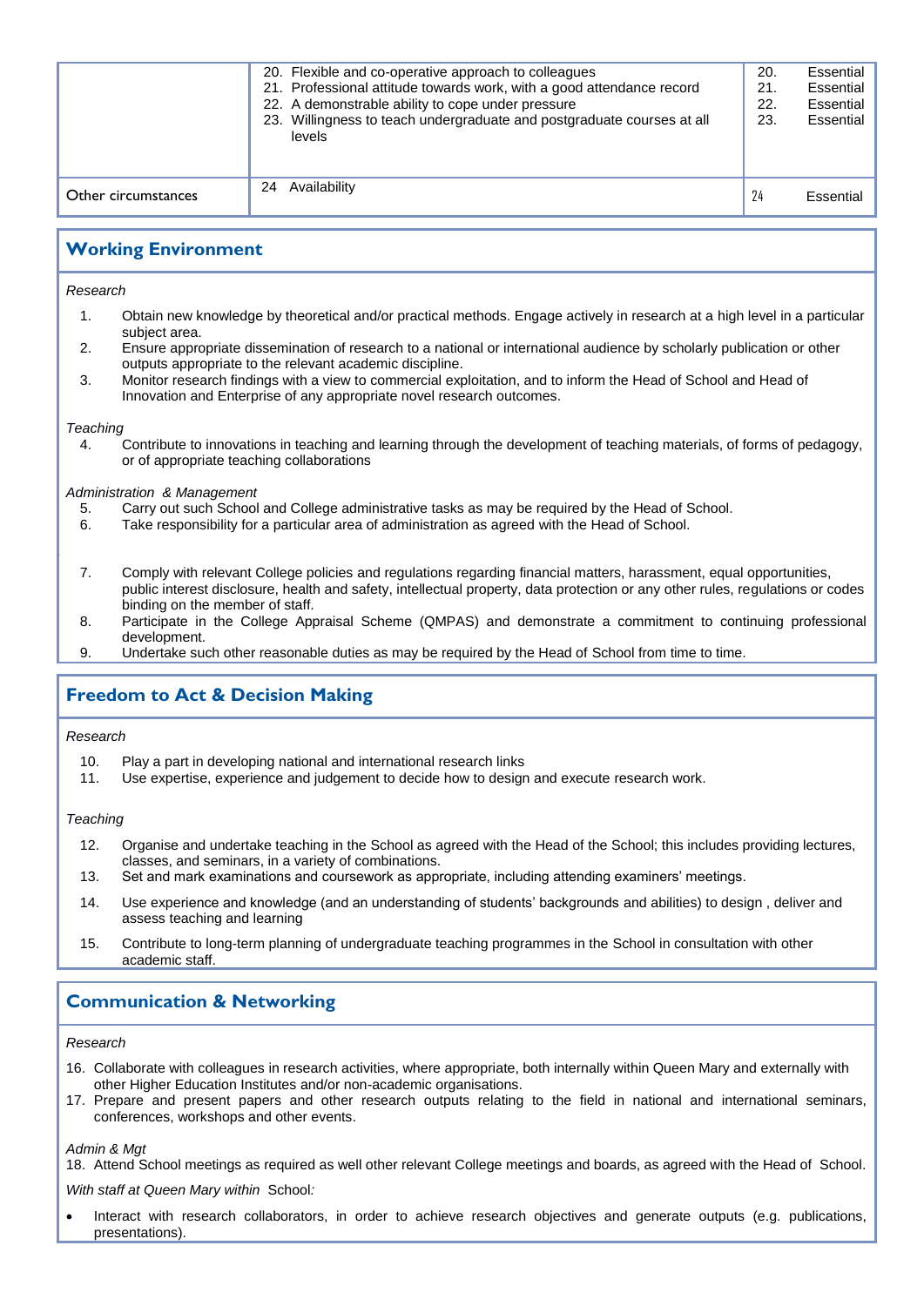|  |  |  |
|---|---|---|
|  | 20. Flexible and co-operative approach to colleagues<br>21. Professional attitude towards work, with a good attendance record<br>22. A demonstrable ability to cope under pressure<br>23. Willingness to teach undergraduate and postgraduate courses at all levels | 20. Essential<br>21. Essential<br>22. Essential<br>23. Essential |
| Other circumstances | 24 Availability | 24 Essential |

## Working Environment

*Research*

1. Obtain new knowledge by theoretical and/or practical methods. Engage actively in research at a high level in a particular subject area.
2. Ensure appropriate dissemination of research to a national or international audience by scholarly publication or other outputs appropriate to the relevant academic discipline.
3. Monitor research findings with a view to commercial exploitation, and to inform the Head of School and Head of Innovation and Enterprise of any appropriate novel research outcomes.

*Teaching*

4. Contribute to innovations in teaching and learning through the development of teaching materials, of forms of pedagogy, or of appropriate teaching collaborations

*Administration & Management*

5. Carry out such School and College administrative tasks as may be required by the Head of School.
6. Take responsibility for a particular area of administration as agreed with the Head of School.
7. Comply with relevant College policies and regulations regarding financial matters, harassment, equal opportunities, public interest disclosure, health and safety, intellectual property, data protection or any other rules, regulations or codes binding on the member of staff.
8. Participate in the College Appraisal Scheme (QMPAS) and demonstrate a commitment to continuing professional development.
9. Undertake such other reasonable duties as may be required by the Head of School from time to time.

## Freedom to Act & Decision Making

*Research*

10. Play a part in developing national and international research links
11. Use expertise, experience and judgement to decide how to design and execute research work.

*Teaching*

12. Organise and undertake teaching in the School as agreed with the Head of the School; this includes providing lectures, classes, and seminars, in a variety of combinations.
13. Set and mark examinations and coursework as appropriate, including attending examiners' meetings.
14. Use experience and knowledge (and an understanding of students' backgrounds and abilities) to design , deliver and assess teaching and learning
15. Contribute to long-term planning of undergraduate teaching programmes in the School in consultation with other academic staff.

## Communication & Networking

*Research*

16. Collaborate with colleagues in research activities, where appropriate, both internally within Queen Mary and externally with other Higher Education Institutes and/or non-academic organisations.
17. Prepare and present papers and other research outputs relating to the field in national and international seminars, conferences, workshops and other events.

*Admin & Mgt*

18. Attend School meetings as required as well other relevant College meetings and boards, as agreed with the Head of School.

*With staff at Queen Mary within* School*:*

- Interact with research collaborators, in order to achieve research objectives and generate outputs (e.g. publications, presentations).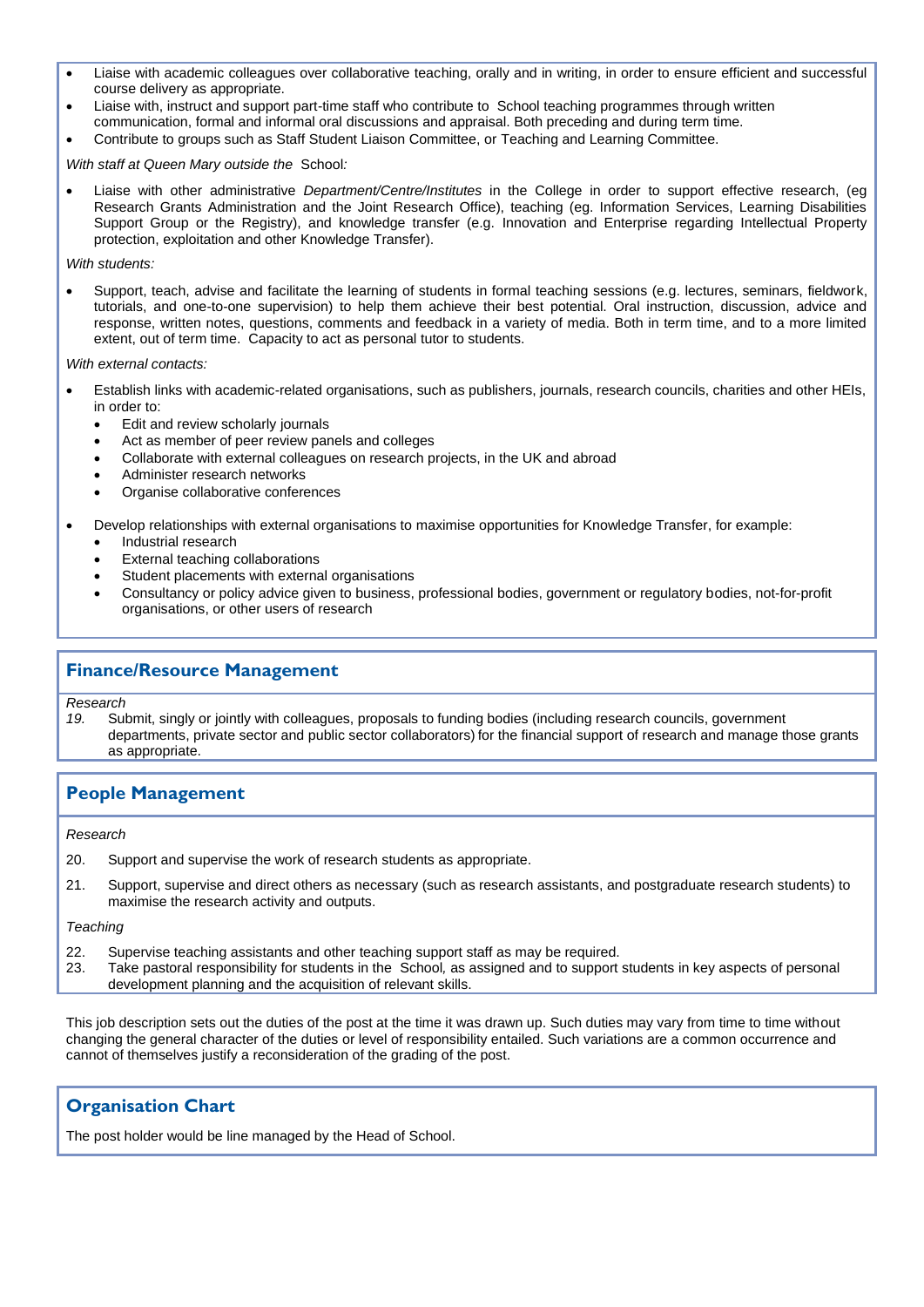- Liaise with academic colleagues over collaborative teaching, orally and in writing, in order to ensure efficient and successful course delivery as appropriate.
- Liaise with, instruct and support part-time staff who contribute to School teaching programmes through written communication, formal and informal oral discussions and appraisal. Both preceding and during term time.
- Contribute to groups such as Staff Student Liaison Committee, or Teaching and Learning Committee.

*With staff at Queen Mary outside the* School*:*

- Liaise with other administrative *Department/Centre/Institutes* in the College in order to support effective research, (eg Research Grants Administration and the Joint Research Office), teaching (eg. Information Services, Learning Disabilities Support Group or the Registry), and knowledge transfer (e.g. Innovation and Enterprise regarding Intellectual Property protection, exploitation and other Knowledge Transfer).

*With students:*

- Support, teach, advise and facilitate the learning of students in formal teaching sessions (e.g. lectures, seminars, fieldwork, tutorials, and one-to-one supervision) to help them achieve their best potential. Oral instruction, discussion, advice and response, written notes, questions, comments and feedback in a variety of media. Both in term time, and to a more limited extent, out of term time. Capacity to act as personal tutor to students.

*With external contacts:*

- Establish links with academic-related organisations, such as publishers, journals, research councils, charities and other HEIs, in order to:
  - Edit and review scholarly journals
  - Act as member of peer review panels and colleges
  - Collaborate with external colleagues on research projects, in the UK and abroad
  - Administer research networks
  - Organise collaborative conferences
- Develop relationships with external organisations to maximise opportunities for Knowledge Transfer, for example:
  - Industrial research
  - External teaching collaborations
  - Student placements with external organisations
  - Consultancy or policy advice given to business, professional bodies, government or regulatory bodies, not-for-profit organisations, or other users of research

## Finance/Resource Management

*Research*

*19.* Submit, singly or jointly with colleagues, proposals to funding bodies (including research councils, government departments, private sector and public sector collaborators) for the financial support of research and manage those grants as appropriate.

## People Management

*Research*

20. Support and supervise the work of research students as appropriate.
21. Support, supervise and direct others as necessary (such as research assistants, and postgraduate research students) to maximise the research activity and outputs.

*Teaching*

22. Supervise teaching assistants and other teaching support staff as may be required.
23. Take pastoral responsibility for students in the School*,* as assigned and to support students in key aspects of personal development planning and the acquisition of relevant skills.

This job description sets out the duties of the post at the time it was drawn up. Such duties may vary from time to time without changing the general character of the duties or level of responsibility entailed. Such variations are a common occurrence and cannot of themselves justify a reconsideration of the grading of the post.

## Organisation Chart

The post holder would be line managed by the Head of School.